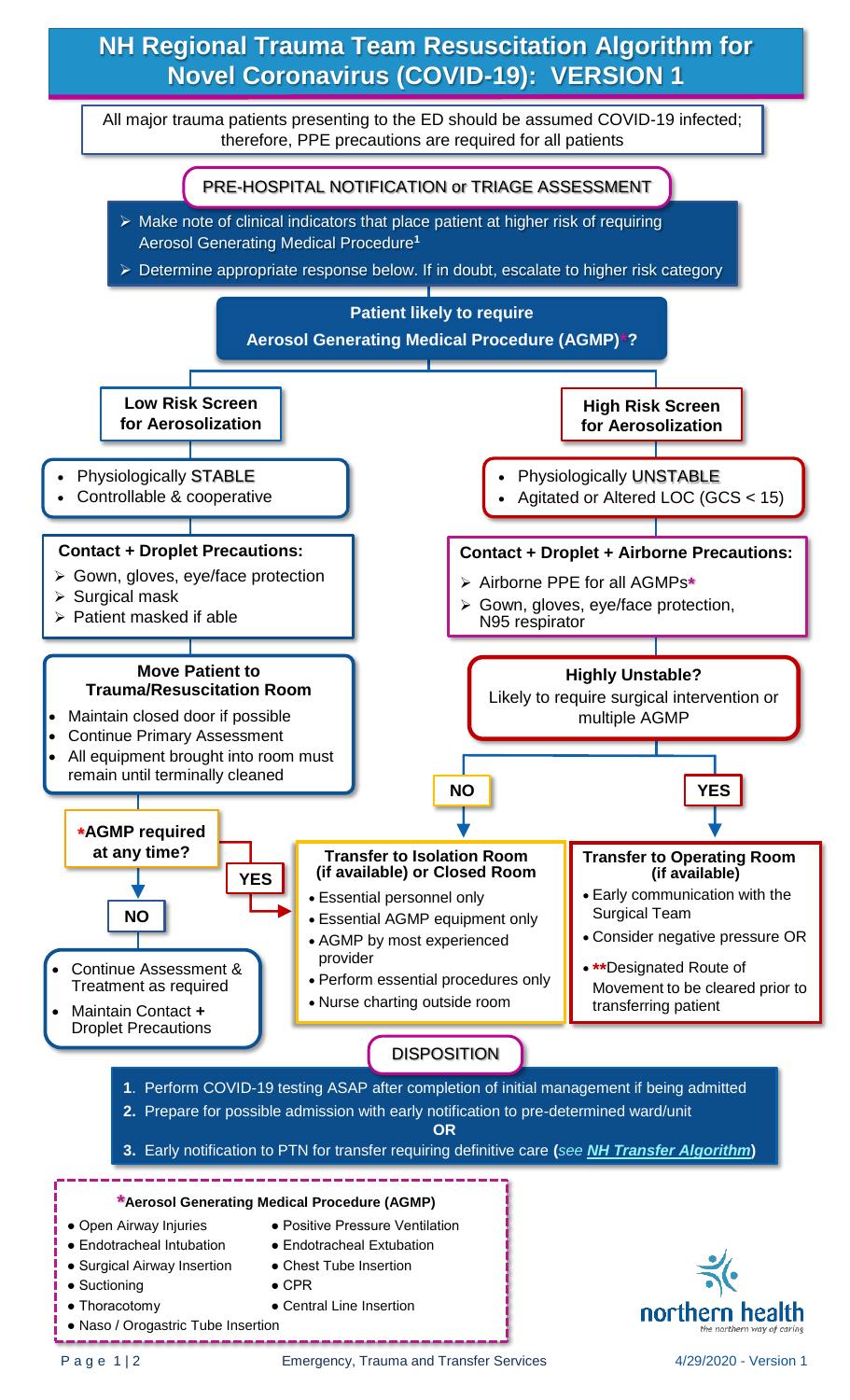# NH Regional Trauma Team Resuscitation Algorithm for Novel Coronavirus (COVID-19): VERSION 1

All major trauma patients presenting to the ED should be assumed COVID-19 infected; therefore, PPE precautions are required for all patients

## PRE-HOSPITAL NOTIFICATION or TRIAGE ASSESSMENT

- Make note of clinical indicators that place patient at higher risk of requiring Aerosol Generating Medical Procedure[1]
- Determine appropriate response below. If in doubt, escalate to higher risk category

**Patient likely to require Aerosol Generating Medical Procedure (AGMP)*?**

### Low Risk Screen for Aerosolization

- Physiologically STABLE
- Controllable & cooperative

**Contact + Droplet Precautions:**

- Gown, gloves, eye/face protection
- Surgical mask
- Patient masked if able

**Move Patient to Trauma/Resuscitation Room**

- Maintain closed door if possible
- Continue Primary Assessment
- All equipment brought into room must remain until terminally cleaned

***AGMP required at any time?**

- **NO:**
  - Continue Assessment & Treatment as required
  - Maintain Contact **+** Droplet Precautions
- **YES:** → Transfer to Isolation Room (if available) or Closed Room

### High Risk Screen for Aerosolization

- Physiologically UNSTABLE
- Agitated or Altered LOC (GCS < 15)

**Contact + Droplet + Airborne Precautions:**

- Airborne PPE for all AGMPs*
- Gown, gloves, eye/face protection, N95 respirator

**Highly Unstable?**
Likely to require surgical intervention or multiple AGMP

- **NO:** → Transfer to Isolation Room (if available) or Closed Room
- **YES:** → Transfer to Operating Room (if available)

**Transfer to Isolation Room (if available) or Closed Room**

- Essential personnel only
- Essential AGMP equipment only
- AGMP by most experienced provider
- Perform essential procedures only
- Nurse charting outside room

**Transfer to Operating Room (if available)**

- Early communication with the Surgical Team
- Consider negative pressure OR
- **Designated Route of Movement to be cleared prior to transferring patient

## DISPOSITION

1. Perform COVID-19 testing ASAP after completion of initial management if being admitted
2. Prepare for possible admission with early notification to pre-determined ward/unit

**OR**

3. Early notification to PTN for transfer requiring definitive care **(***see* ***NH Transfer Algorithm*****)**

### *Aerosol Generating Medical Procedure (AGMP)

- Open Airway Injuries
- Endotracheal Intubation
- Surgical Airway Insertion
- Suctioning
- Thoracotomy
- Naso / Orogastric Tube Insertion
- Positive Pressure Ventilation
- Endotracheal Extubation
- Chest Tube Insertion
- CPR
- Central Line Insertion

Emergency, Trauma and Transfer Services

4/29/2020 - Version 1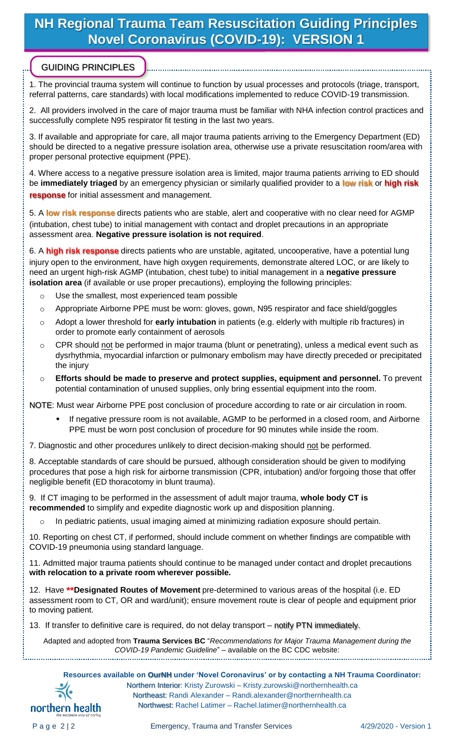# NH Regional Trauma Team Resuscitation Guiding Principles Novel Coronavirus (COVID-19): VERSION 1

## GUIDING PRINCIPLES

1. The provincial trauma system will continue to function by usual processes and protocols (triage, transport, referral patterns, care standards) with local modifications implemented to reduce COVID-19 transmission.

2. All providers involved in the care of major trauma must be familiar with NHA infection control practices and successfully complete N95 respirator fit testing in the last two years.

3. If available and appropriate for care, all major trauma patients arriving to the Emergency Department (ED) should be directed to a negative pressure isolation area, otherwise use a private resuscitation room/area with proper personal protective equipment (PPE).

4. Where access to a negative pressure isolation area is limited, major trauma patients arriving to ED should be **immediately triaged** by an emergency physician or similarly qualified provider to a **low risk** or **high risk response** for initial assessment and management.

5. A **low risk response** directs patients who are stable, alert and cooperative with no clear need for AGMP (intubation, chest tube) to initial management with contact and droplet precautions in an appropriate assessment area. **Negative pressure isolation is not required**.

6. A **high risk response** directs patients who are unstable, agitated, uncooperative, have a potential lung injury open to the environment, have high oxygen requirements, demonstrate altered LOC, or are likely to need an urgent high-risk AGMP (intubation, chest tube) to initial management in a **negative pressure isolation area** (if available or use proper precautions), employing the following principles:

   - Use the smallest, most experienced team possible
   - Appropriate Airborne PPE must be worn: gloves, gown, N95 respirator and face shield/goggles
   - Adopt a lower threshold for **early intubation** in patients (e.g. elderly with multiple rib fractures) in order to promote early containment of aerosols
   - CPR should not be performed in major trauma (blunt or penetrating), unless a medical event such as dysrhythmia, myocardial infarction or pulmonary embolism may have directly preceded or precipitated the injury
   - **Efforts should be made to preserve and protect supplies, equipment and personnel.** To prevent potential contamination of unused supplies, only bring essential equipment into the room.

NOTE: Must wear Airborne PPE post conclusion of procedure according to rate or air circulation in room.

- If negative pressure room is not available, AGMP to be performed in a closed room, and Airborne PPE must be worn post conclusion of procedure for 90 minutes while inside the room.

7. Diagnostic and other procedures unlikely to direct decision-making should not be performed.

8. Acceptable standards of care should be pursued, although consideration should be given to modifying procedures that pose a high risk for airborne transmission (CPR, intubation) and/or forgoing those that offer negligible benefit (ED thoracotomy in blunt trauma).

9. If CT imaging to be performed in the assessment of adult major trauma, **whole body CT is recommended** to simplify and expedite diagnostic work up and disposition planning.

   - In pediatric patients, usual imaging aimed at minimizing radiation exposure should pertain.

10. Reporting on chest CT, if performed, should include comment on whether findings are compatible with COVID-19 pneumonia using standard language.

11. Admitted major trauma patients should continue to be managed under contact and droplet precautions **with relocation to a private room wherever possible.**

12. Have **\*\*Designated Routes of Movement** pre-determined to various areas of the hospital (i.e. ED assessment room to CT, OR and ward/unit); ensure movement route is clear of people and equipment prior to moving patient.

13. If transfer to definitive care is required, do not delay transport – notify PTN immediately.

Adapted and adopted from **Trauma Services BC** "*Recommendations for Major Trauma Management during the COVID-19 Pandemic Guideline*" – available on the BC CDC website:

**Resources available on OurNH under 'Novel Coronavirus' or by contacting a NH Trauma Coordinator:**

Northern Interior: Kristy Zurowski – Kristy.zurowski@northernhealth.ca
Northeast: Randi Alexander – Randi.alexander@northernhealth.ca
Northwest: Rachel Latimer – Rachel.latimer@northernhealth.ca

northern health — the northern way of caring

Emergency, Trauma and Transfer Services — 4/29/2020 - Version 1